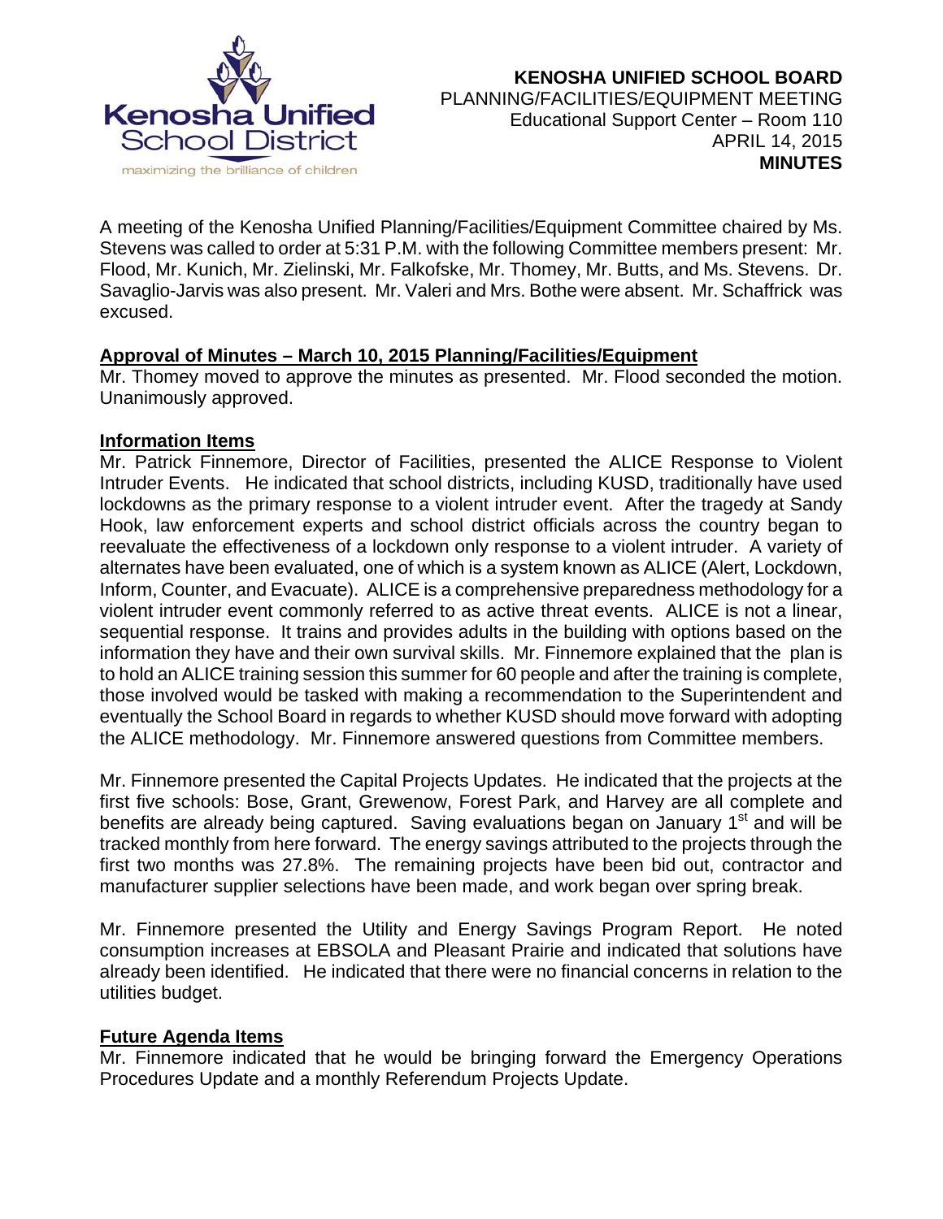**KENOSHA UNIFIED SCHOOL BOARD**
PLANNING/FACILITIES/EQUIPMENT MEETING
Educational Support Center – Room 110
APRIL 14, 2015
**MINUTES**

A meeting of the Kenosha Unified Planning/Facilities/Equipment Committee chaired by Ms. Stevens was called to order at 5:31 P.M. with the following Committee members present: Mr. Flood, Mr. Kunich, Mr. Zielinski, Mr. Falkofske, Mr. Thomey, Mr. Butts, and Ms. Stevens. Dr. Savaglio-Jarvis was also present. Mr. Valeri and Mrs. Bothe were absent. Mr. Schaffrick was excused.

**Approval of Minutes – March 10, 2015 Planning/Facilities/Equipment**

Mr. Thomey moved to approve the minutes as presented. Mr. Flood seconded the motion. Unanimously approved.

**Information Items**

Mr. Patrick Finnemore, Director of Facilities, presented the ALICE Response to Violent Intruder Events. He indicated that school districts, including KUSD, traditionally have used lockdowns as the primary response to a violent intruder event. After the tragedy at Sandy Hook, law enforcement experts and school district officials across the country began to reevaluate the effectiveness of a lockdown only response to a violent intruder. A variety of alternates have been evaluated, one of which is a system known as ALICE (Alert, Lockdown, Inform, Counter, and Evacuate). ALICE is a comprehensive preparedness methodology for a violent intruder event commonly referred to as active threat events. ALICE is not a linear, sequential response. It trains and provides adults in the building with options based on the information they have and their own survival skills. Mr. Finnemore explained that the plan is to hold an ALICE training session this summer for 60 people and after the training is complete, those involved would be tasked with making a recommendation to the Superintendent and eventually the School Board in regards to whether KUSD should move forward with adopting the ALICE methodology. Mr. Finnemore answered questions from Committee members.

Mr. Finnemore presented the Capital Projects Updates. He indicated that the projects at the first five schools: Bose, Grant, Grewenow, Forest Park, and Harvey are all complete and benefits are already being captured. Saving evaluations began on January 1st and will be tracked monthly from here forward. The energy savings attributed to the projects through the first two months was 27.8%. The remaining projects have been bid out, contractor and manufacturer supplier selections have been made, and work began over spring break.

Mr. Finnemore presented the Utility and Energy Savings Program Report. He noted consumption increases at EBSOLA and Pleasant Prairie and indicated that solutions have already been identified. He indicated that there were no financial concerns in relation to the utilities budget.

**Future Agenda Items**

Mr. Finnemore indicated that he would be bringing forward the Emergency Operations Procedures Update and a monthly Referendum Projects Update.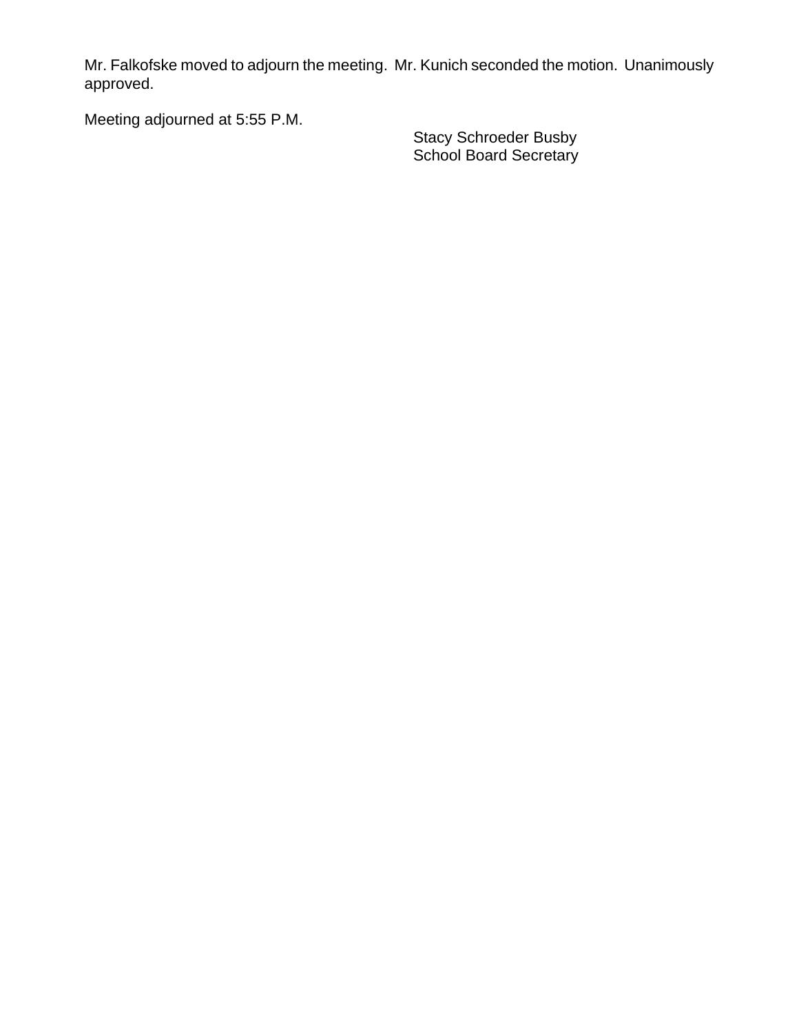Mr. Falkofske moved to adjourn the meeting. Mr. Kunich seconded the motion. Unanimously approved.

Meeting adjourned at 5:55 P.M.

Stacy Schroeder Busby
School Board Secretary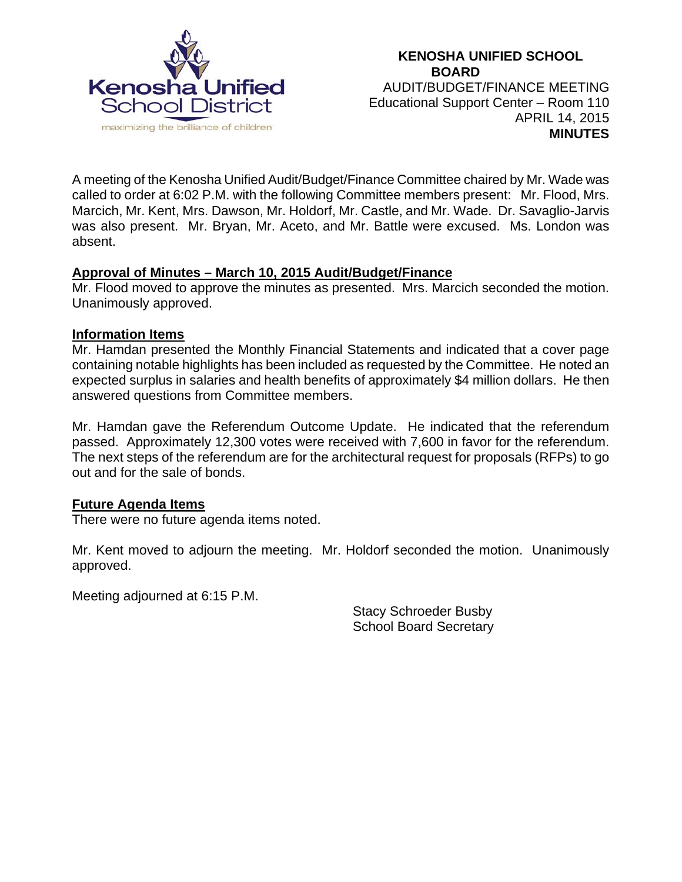**KENOSHA UNIFIED SCHOOL BOARD**
AUDIT/BUDGET/FINANCE MEETING
Educational Support Center – Room 110
APRIL 14, 2015
**MINUTES**

A meeting of the Kenosha Unified Audit/Budget/Finance Committee chaired by Mr. Wade was called to order at 6:02 P.M. with the following Committee members present: Mr. Flood, Mrs. Marcich, Mr. Kent, Mrs. Dawson, Mr. Holdorf, Mr. Castle, and Mr. Wade. Dr. Savaglio-Jarvis was also present. Mr. Bryan, Mr. Aceto, and Mr. Battle were excused. Ms. London was absent.

**Approval of Minutes – March 10, 2015 Audit/Budget/Finance**

Mr. Flood moved to approve the minutes as presented. Mrs. Marcich seconded the motion. Unanimously approved.

**Information Items**

Mr. Hamdan presented the Monthly Financial Statements and indicated that a cover page containing notable highlights has been included as requested by the Committee. He noted an expected surplus in salaries and health benefits of approximately $4 million dollars. He then answered questions from Committee members.

Mr. Hamdan gave the Referendum Outcome Update. He indicated that the referendum passed. Approximately 12,300 votes were received with 7,600 in favor for the referendum. The next steps of the referendum are for the architectural request for proposals (RFPs) to go out and for the sale of bonds.

**Future Agenda Items**

There were no future agenda items noted.

Mr. Kent moved to adjourn the meeting. Mr. Holdorf seconded the motion. Unanimously approved.

Meeting adjourned at 6:15 P.M.

Stacy Schroeder Busby
School Board Secretary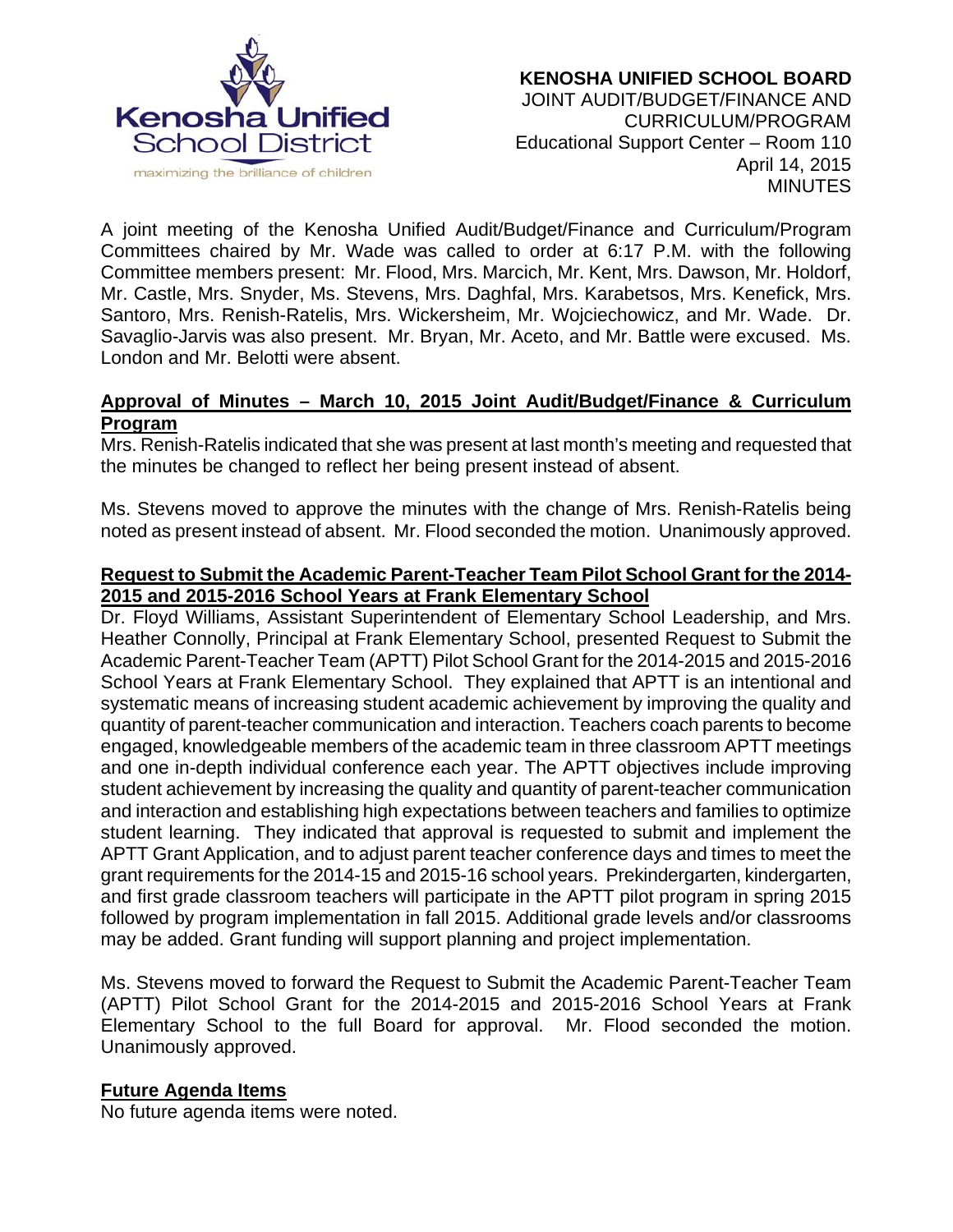**KENOSHA UNIFIED SCHOOL BOARD**
JOINT AUDIT/BUDGET/FINANCE AND CURRICULUM/PROGRAM
Educational Support Center – Room 110
April 14, 2015
MINUTES

A joint meeting of the Kenosha Unified Audit/Budget/Finance and Curriculum/Program Committees chaired by Mr. Wade was called to order at 6:17 P.M. with the following Committee members present: Mr. Flood, Mrs. Marcich, Mr. Kent, Mrs. Dawson, Mr. Holdorf, Mr. Castle, Mrs. Snyder, Ms. Stevens, Mrs. Daghfal, Mrs. Karabetsos, Mrs. Kenefick, Mrs. Santoro, Mrs. Renish-Ratelis, Mrs. Wickersheim, Mr. Wojciechowicz, and Mr. Wade. Dr. Savaglio-Jarvis was also present. Mr. Bryan, Mr. Aceto, and Mr. Battle were excused. Ms. London and Mr. Belotti were absent.

**Approval of Minutes – March 10, 2015 Joint Audit/Budget/Finance & Curriculum Program**

Mrs. Renish-Ratelis indicated that she was present at last month's meeting and requested that the minutes be changed to reflect her being present instead of absent.

Ms. Stevens moved to approve the minutes with the change of Mrs. Renish-Ratelis being noted as present instead of absent. Mr. Flood seconded the motion. Unanimously approved.

**Request to Submit the Academic Parent-Teacher Team Pilot School Grant for the 2014-2015 and 2015-2016 School Years at Frank Elementary School**

Dr. Floyd Williams, Assistant Superintendent of Elementary School Leadership, and Mrs. Heather Connolly, Principal at Frank Elementary School, presented Request to Submit the Academic Parent-Teacher Team (APTT) Pilot School Grant for the 2014-2015 and 2015-2016 School Years at Frank Elementary School. They explained that APTT is an intentional and systematic means of increasing student academic achievement by improving the quality and quantity of parent-teacher communication and interaction. Teachers coach parents to become engaged, knowledgeable members of the academic team in three classroom APTT meetings and one in-depth individual conference each year. The APTT objectives include improving student achievement by increasing the quality and quantity of parent-teacher communication and interaction and establishing high expectations between teachers and families to optimize student learning. They indicated that approval is requested to submit and implement the APTT Grant Application, and to adjust parent teacher conference days and times to meet the grant requirements for the 2014-15 and 2015-16 school years. Prekindergarten, kindergarten, and first grade classroom teachers will participate in the APTT pilot program in spring 2015 followed by program implementation in fall 2015. Additional grade levels and/or classrooms may be added. Grant funding will support planning and project implementation.

Ms. Stevens moved to forward the Request to Submit the Academic Parent-Teacher Team (APTT) Pilot School Grant for the 2014-2015 and 2015-2016 School Years at Frank Elementary School to the full Board for approval. Mr. Flood seconded the motion. Unanimously approved.

**Future Agenda Items**

No future agenda items were noted.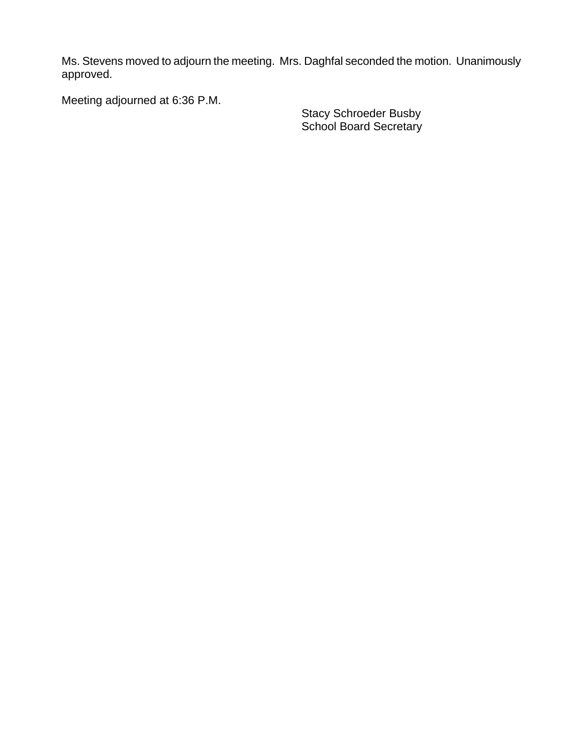Ms. Stevens moved to adjourn the meeting. Mrs. Daghfal seconded the motion. Unanimously approved.

Meeting adjourned at 6:36 P.M.

Stacy Schroeder Busby
School Board Secretary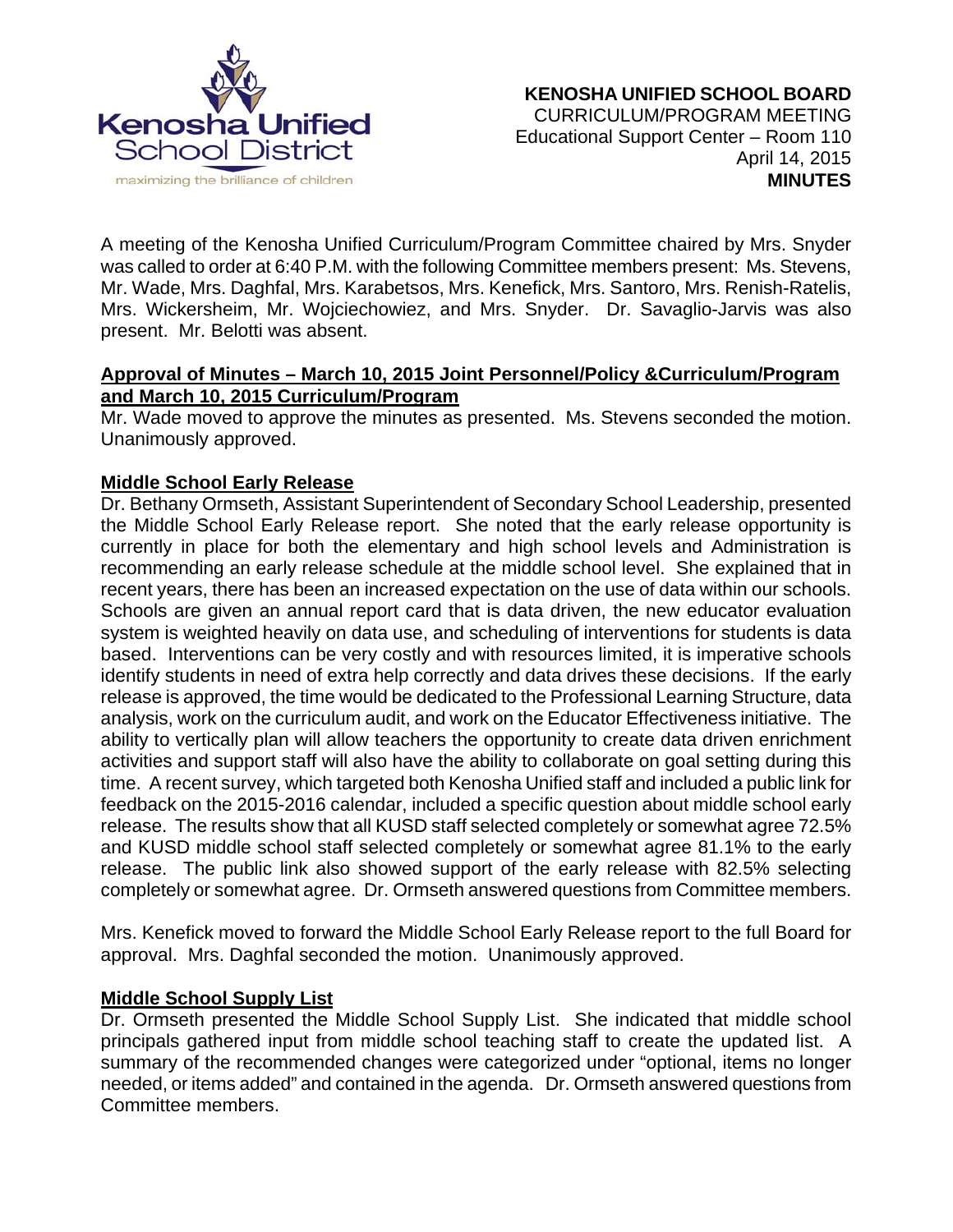**KENOSHA UNIFIED SCHOOL BOARD**
CURRICULUM/PROGRAM MEETING
Educational Support Center – Room 110
April 14, 2015
**MINUTES**

A meeting of the Kenosha Unified Curriculum/Program Committee chaired by Mrs. Snyder was called to order at 6:40 P.M. with the following Committee members present: Ms. Stevens, Mr. Wade, Mrs. Daghfal, Mrs. Karabetsos, Mrs. Kenefick, Mrs. Santoro, Mrs. Renish-Ratelis, Mrs. Wickersheim, Mr. Wojciechowiez, and Mrs. Snyder. Dr. Savaglio-Jarvis was also present. Mr. Belotti was absent.

**Approval of Minutes – March 10, 2015 Joint Personnel/Policy &Curriculum/Program and March 10, 2015 Curriculum/Program**

Mr. Wade moved to approve the minutes as presented. Ms. Stevens seconded the motion. Unanimously approved.

**Middle School Early Release**

Dr. Bethany Ormseth, Assistant Superintendent of Secondary School Leadership, presented the Middle School Early Release report. She noted that the early release opportunity is currently in place for both the elementary and high school levels and Administration is recommending an early release schedule at the middle school level. She explained that in recent years, there has been an increased expectation on the use of data within our schools. Schools are given an annual report card that is data driven, the new educator evaluation system is weighted heavily on data use, and scheduling of interventions for students is data based. Interventions can be very costly and with resources limited, it is imperative schools identify students in need of extra help correctly and data drives these decisions. If the early release is approved, the time would be dedicated to the Professional Learning Structure, data analysis, work on the curriculum audit, and work on the Educator Effectiveness initiative. The ability to vertically plan will allow teachers the opportunity to create data driven enrichment activities and support staff will also have the ability to collaborate on goal setting during this time. A recent survey, which targeted both Kenosha Unified staff and included a public link for feedback on the 2015-2016 calendar, included a specific question about middle school early release. The results show that all KUSD staff selected completely or somewhat agree 72.5% and KUSD middle school staff selected completely or somewhat agree 81.1% to the early release. The public link also showed support of the early release with 82.5% selecting completely or somewhat agree. Dr. Ormseth answered questions from Committee members.

Mrs. Kenefick moved to forward the Middle School Early Release report to the full Board for approval. Mrs. Daghfal seconded the motion. Unanimously approved.

**Middle School Supply List**

Dr. Ormseth presented the Middle School Supply List. She indicated that middle school principals gathered input from middle school teaching staff to create the updated list. A summary of the recommended changes were categorized under "optional, items no longer needed, or items added" and contained in the agenda. Dr. Ormseth answered questions from Committee members.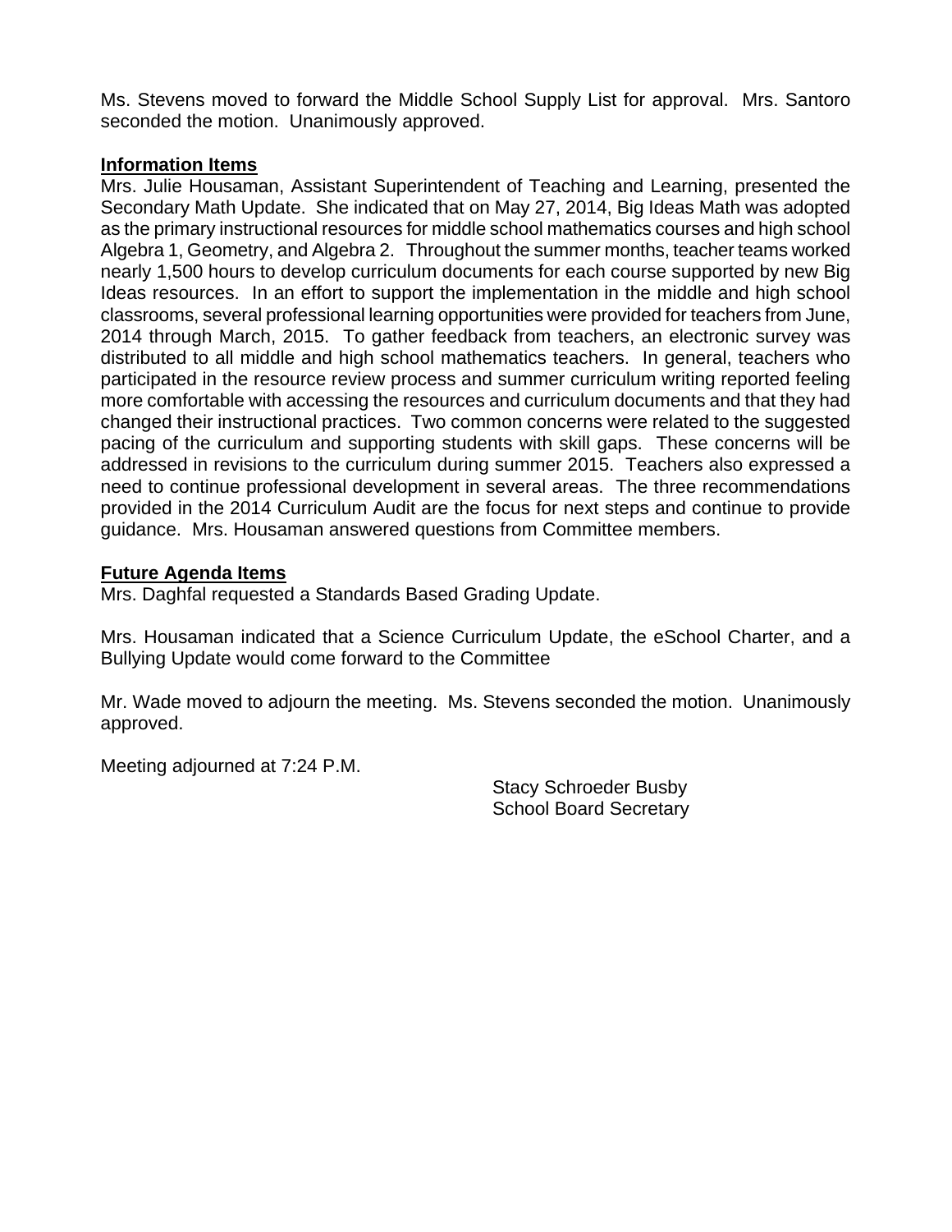Ms. Stevens moved to forward the Middle School Supply List for approval. Mrs. Santoro seconded the motion. Unanimously approved.

**Information Items**

Mrs. Julie Housaman, Assistant Superintendent of Teaching and Learning, presented the Secondary Math Update. She indicated that on May 27, 2014, Big Ideas Math was adopted as the primary instructional resources for middle school mathematics courses and high school Algebra 1, Geometry, and Algebra 2. Throughout the summer months, teacher teams worked nearly 1,500 hours to develop curriculum documents for each course supported by new Big Ideas resources. In an effort to support the implementation in the middle and high school classrooms, several professional learning opportunities were provided for teachers from June, 2014 through March, 2015. To gather feedback from teachers, an electronic survey was distributed to all middle and high school mathematics teachers. In general, teachers who participated in the resource review process and summer curriculum writing reported feeling more comfortable with accessing the resources and curriculum documents and that they had changed their instructional practices. Two common concerns were related to the suggested pacing of the curriculum and supporting students with skill gaps. These concerns will be addressed in revisions to the curriculum during summer 2015. Teachers also expressed a need to continue professional development in several areas. The three recommendations provided in the 2014 Curriculum Audit are the focus for next steps and continue to provide guidance. Mrs. Housaman answered questions from Committee members.

**Future Agenda Items**

Mrs. Daghfal requested a Standards Based Grading Update.

Mrs. Housaman indicated that a Science Curriculum Update, the eSchool Charter, and a Bullying Update would come forward to the Committee

Mr. Wade moved to adjourn the meeting. Ms. Stevens seconded the motion. Unanimously approved.

Meeting adjourned at 7:24 P.M.

Stacy Schroeder Busby
School Board Secretary